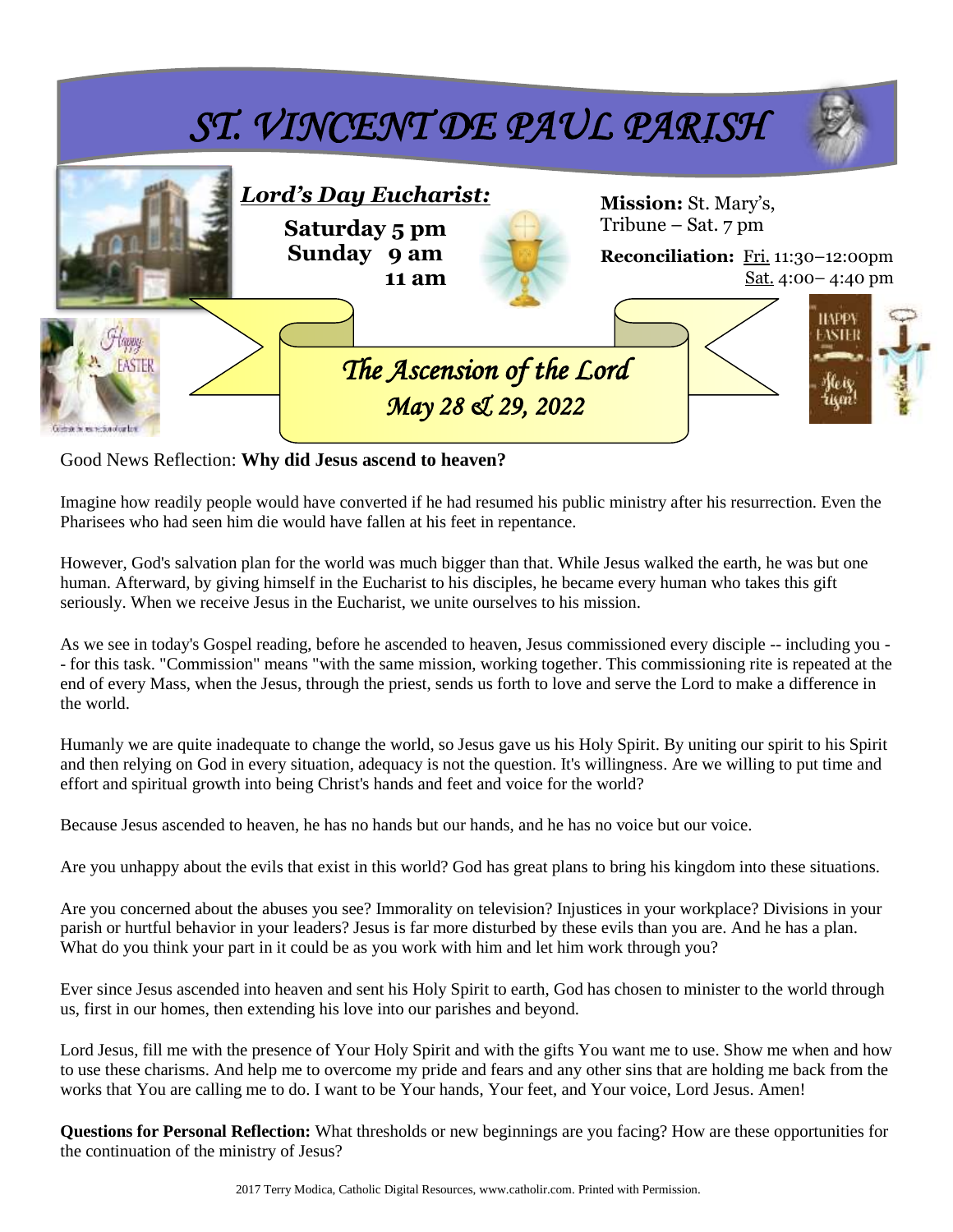# ST. VINCENT DE PAUL PARISH

***Lord's Day Eucharist:***

**Saturday 5 pm**
**Sunday 9 am**
**11 am**

**Mission:** St. Mary's, Tribune – Sat. 7 pm

**Reconciliation:** Fri. 11:30–12:00pm
Sat. 4:00– 4:40 pm

## *The Ascension of the Lord*
### *May 28 & 29, 2022*

Good News Reflection: **Why did Jesus ascend to heaven?**

Imagine how readily people would have converted if he had resumed his public ministry after his resurrection. Even the Pharisees who had seen him die would have fallen at his feet in repentance.

However, God's salvation plan for the world was much bigger than that. While Jesus walked the earth, he was but one human. Afterward, by giving himself in the Eucharist to his disciples, he became every human who takes this gift seriously. When we receive Jesus in the Eucharist, we unite ourselves to his mission.

As we see in today's Gospel reading, before he ascended to heaven, Jesus commissioned every disciple -- including you -- for this task. "Commission" means "with the same mission, working together. This commissioning rite is repeated at the end of every Mass, when the Jesus, through the priest, sends us forth to love and serve the Lord to make a difference in the world.

Humanly we are quite inadequate to change the world, so Jesus gave us his Holy Spirit. By uniting our spirit to his Spirit and then relying on God in every situation, adequacy is not the question. It's willingness. Are we willing to put time and effort and spiritual growth into being Christ's hands and feet and voice for the world?

Because Jesus ascended to heaven, he has no hands but our hands, and he has no voice but our voice.

Are you unhappy about the evils that exist in this world? God has great plans to bring his kingdom into these situations.

Are you concerned about the abuses you see? Immorality on television? Injustices in your workplace? Divisions in your parish or hurtful behavior in your leaders? Jesus is far more disturbed by these evils than you are. And he has a plan. What do you think your part in it could be as you work with him and let him work through you?

Ever since Jesus ascended into heaven and sent his Holy Spirit to earth, God has chosen to minister to the world through us, first in our homes, then extending his love into our parishes and beyond.

Lord Jesus, fill me with the presence of Your Holy Spirit and with the gifts You want me to use. Show me when and how to use these charisms. And help me to overcome my pride and fears and any other sins that are holding me back from the works that You are calling me to do. I want to be Your hands, Your feet, and Your voice, Lord Jesus. Amen!

**Questions for Personal Reflection:** What thresholds or new beginnings are you facing? How are these opportunities for the continuation of the ministry of Jesus?

2017 Terry Modica, Catholic Digital Resources, www.catholir.com. Printed with Permission.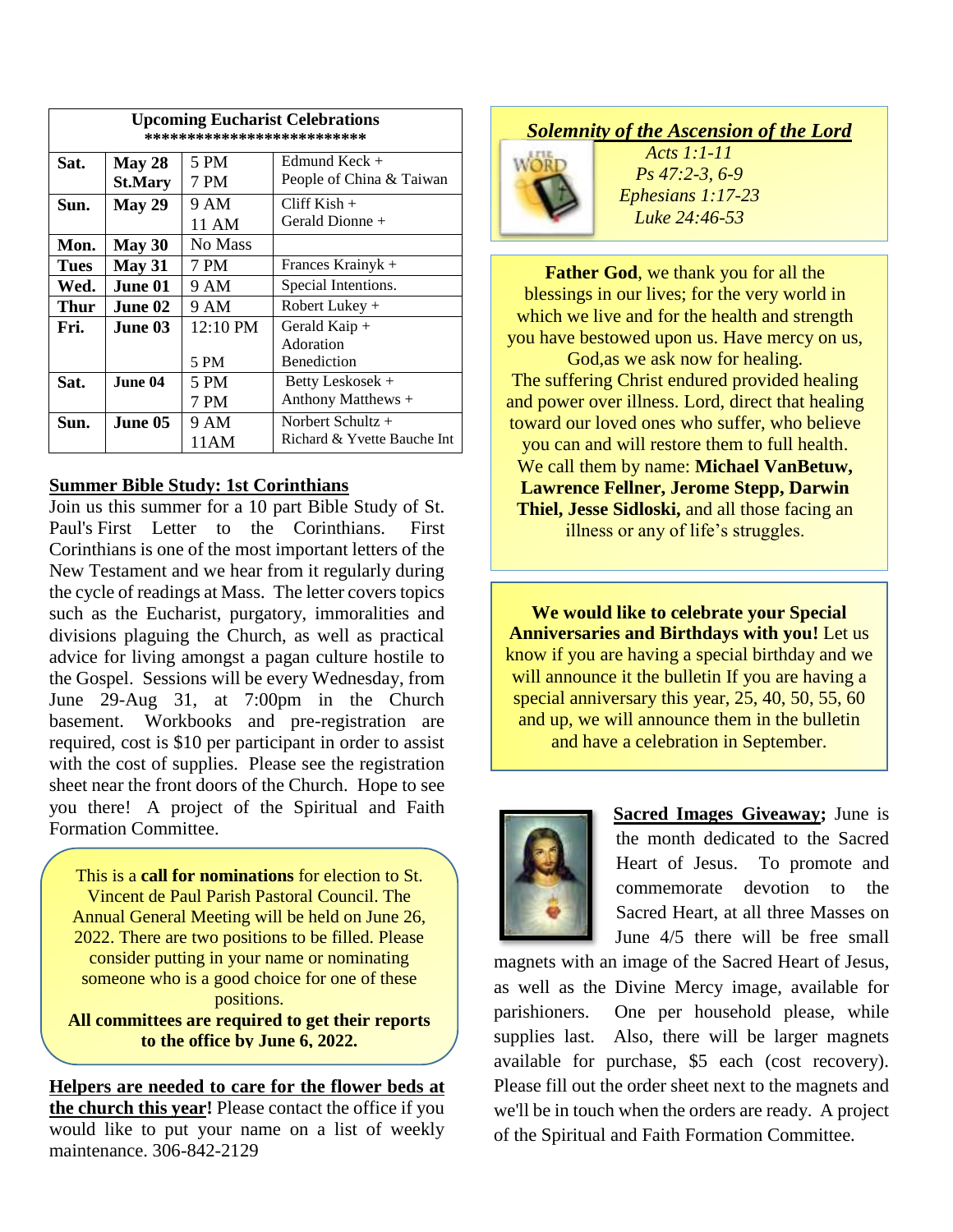| Upcoming Eucharist Celebrations<br>************************* | | | |
|---|---|---|---|
| **Sat.** | **May 28**<br>**St.Mary** | 5 PM<br>7 PM | Edmund Keck +<br>People of China & Taiwan |
| **Sun.** | **May 29** | 9 AM<br>11 AM | Cliff Kish +<br>Gerald Dionne + |
| **Mon.** | **May 30** | No Mass | |
| **Tues** | **May 31** | 7 PM | Frances Krainyk + |
| **Wed.** | **June 01** | 9 AM | Special Intentions. |
| **Thur** | **June 02** | 9 AM | Robert Lukey + |
| **Fri.** | **June 03** | 12:10 PM<br><br>5 PM | Gerald Kaip +<br>Adoration<br>Benediction |
| **Sat.** | **June 04** | 5 PM<br>7 PM | Betty Leskosek +<br>Anthony Matthews + |
| **Sun.** | **June 05** | 9 AM<br>11AM | Norbert Schultz +<br>Richard & Yvette Bauche Int |

**Summer Bible Study: 1st Corinthians**

Join us this summer for a 10 part Bible Study of St. Paul's First Letter to the Corinthians. First Corinthians is one of the most important letters of the New Testament and we hear from it regularly during the cycle of readings at Mass. The letter covers topics such as the Eucharist, purgatory, immoralities and divisions plaguing the Church, as well as practical advice for living amongst a pagan culture hostile to the Gospel. Sessions will be every Wednesday, from June 29-Aug 31, at 7:00pm in the Church basement. Workbooks and pre-registration are required, cost is $10 per participant in order to assist with the cost of supplies. Please see the registration sheet near the front doors of the Church. Hope to see you there! A project of the Spiritual and Faith Formation Committee.

This is a **call for nominations** for election to St. Vincent de Paul Parish Pastoral Council. The Annual General Meeting will be held on June 26, 2022. There are two positions to be filled. Please consider putting in your name or nominating someone who is a good choice for one of these positions.

**All committees are required to get their reports to the office by June 6, 2022.**

**Helpers are needed to care for the flower beds at the church this year!** Please contact the office if you would like to put your name on a list of weekly maintenance. 306-842-2129

***Solemnity of the Ascension of the Lord***

*Acts 1:1-11*
*Ps 47:2-3, 6-9*
*Ephesians 1:17-23*
*Luke 24:46-53*

**Father God**, we thank you for all the blessings in our lives; for the very world in which we live and for the health and strength you have bestowed upon us. Have mercy on us, God,as we ask now for healing.
The suffering Christ endured provided healing and power over illness. Lord, direct that healing toward our loved ones who suffer, who believe you can and will restore them to full health. We call them by name: **Michael VanBetuw, Lawrence Fellner, Jerome Stepp, Darwin Thiel, Jesse Sidloski,** and all those facing an illness or any of life's struggles.

**We would like to celebrate your Special Anniversaries and Birthdays with you!** Let us know if you are having a special birthday and we will announce it the bulletin If you are having a special anniversary this year, 25, 40, 50, 55, 60 and up, we will announce them in the bulletin and have a celebration in September.

**Sacred Images Giveaway;** June is the month dedicated to the Sacred Heart of Jesus. To promote and commemorate devotion to the Sacred Heart, at all three Masses on June 4/5 there will be free small magnets with an image of the Sacred Heart of Jesus, as well as the Divine Mercy image, available for parishioners. One per household please, while supplies last. Also, there will be larger magnets available for purchase, $5 each (cost recovery). Please fill out the order sheet next to the magnets and we'll be in touch when the orders are ready. A project of the Spiritual and Faith Formation Committee.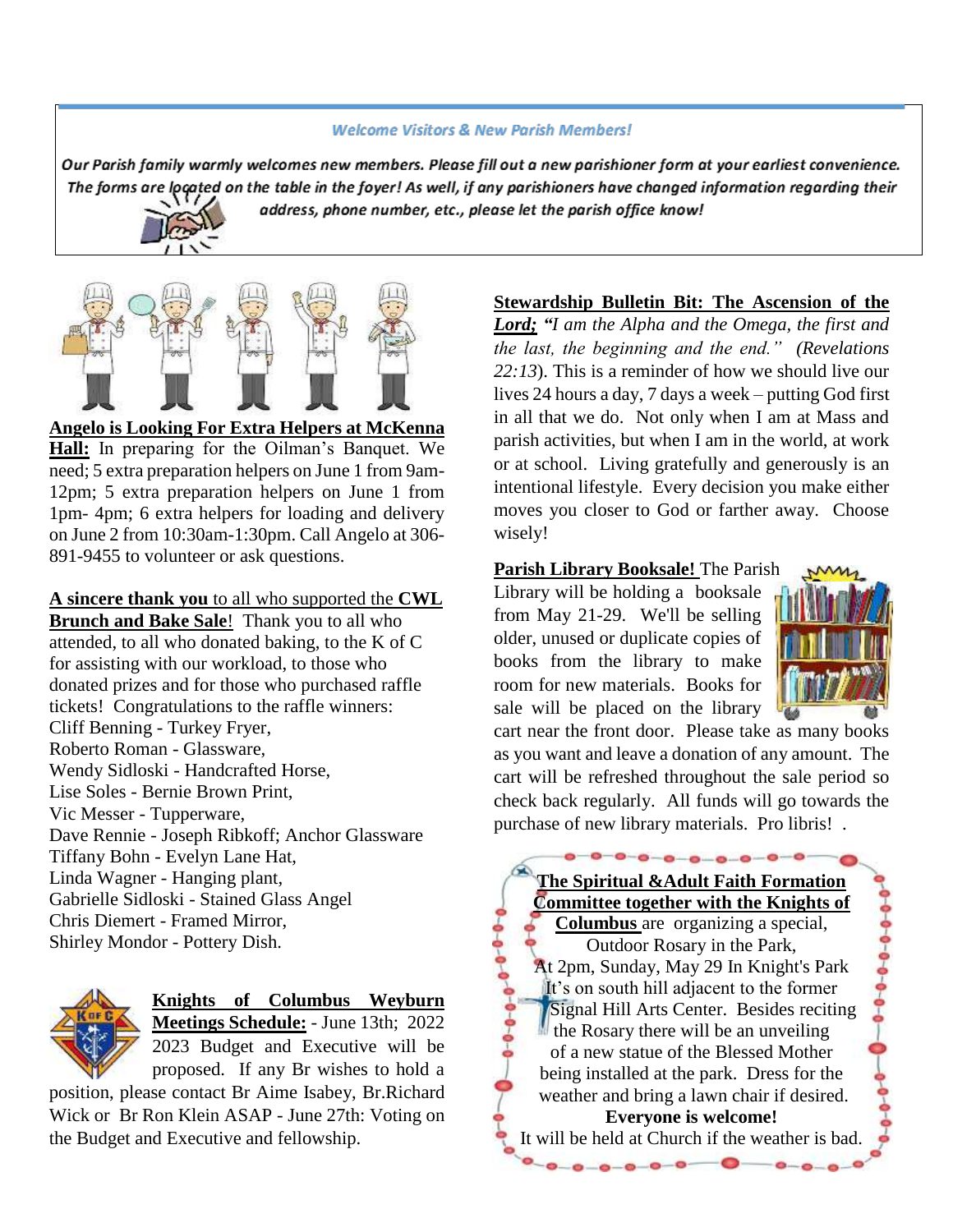## *Welcome Visitors & New Parish Members!*

***Our Parish family warmly welcomes new members. Please fill out a new parishioner form at your earliest convenience. The forms are located on the table in the foyer! As well, if any parishioners have changed information regarding their address, phone number, etc., please let the parish office know!***

**Angelo is Looking For Extra Helpers at McKenna Hall:** In preparing for the Oilman's Banquet. We need; 5 extra preparation helpers on June 1 from 9am-12pm; 5 extra preparation helpers on June 1 from 1pm- 4pm; 6 extra helpers for loading and delivery on June 2 from 10:30am-1:30pm. Call Angelo at 306-891-9455 to volunteer or ask questions.

**A sincere thank you** to all who supported the **CWL Brunch and Bake Sale**! Thank you to all who attended, to all who donated baking, to the K of C for assisting with our workload, to those who donated prizes and for those who purchased raffle tickets! Congratulations to the raffle winners:

Cliff Benning - Turkey Fryer,
Roberto Roman - Glassware,
Wendy Sidloski - Handcrafted Horse,
Lise Soles - Bernie Brown Print,
Vic Messer - Tupperware,
Dave Rennie - Joseph Ribkoff; Anchor Glassware
Tiffany Bohn - Evelyn Lane Hat,
Linda Wagner - Hanging plant,
Gabrielle Sidloski - Stained Glass Angel
Chris Diemert - Framed Mirror,
Shirley Mondor - Pottery Dish.

**Knights of Columbus Weyburn Meetings Schedule:** - June 13th; 2022 2023 Budget and Executive will be proposed. If any Br wishes to hold a position, please contact Br Aime Isabey, Br.Richard Wick or Br Ron Klein ASAP - June 27th: Voting on the Budget and Executive and fellowship.

**Stewardship Bulletin Bit: The Ascension of the *Lord;*** *"I am the Alpha and the Omega, the first and the last, the beginning and the end." (Revelations 22:13*). This is a reminder of how we should live our lives 24 hours a day, 7 days a week – putting God first in all that we do. Not only when I am at Mass and parish activities, but when I am in the world, at work or at school. Living gratefully and generously is an intentional lifestyle. Every decision you make either moves you closer to God or farther away. Choose wisely!

**Parish Library Booksale!** The Parish Library will be holding a booksale from May 21-29. We'll be selling older, unused or duplicate copies of books from the library to make room for new materials. Books for sale will be placed on the library cart near the front door. Please take as many books as you want and leave a donation of any amount. The cart will be refreshed throughout the sale period so check back regularly. All funds will go towards the purchase of new library materials. Pro libris! .

**The Spiritual &Adult Faith Formation Committee together with the Knights of Columbus** are organizing a special, Outdoor Rosary in the Park, At 2pm, Sunday, May 29 In Knight's Park It's on south hill adjacent to the former Signal Hill Arts Center. Besides reciting the Rosary there will be an unveiling of a new statue of the Blessed Mother being installed at the park. Dress for the weather and bring a lawn chair if desired.

**Everyone is welcome!**

It will be held at Church if the weather is bad.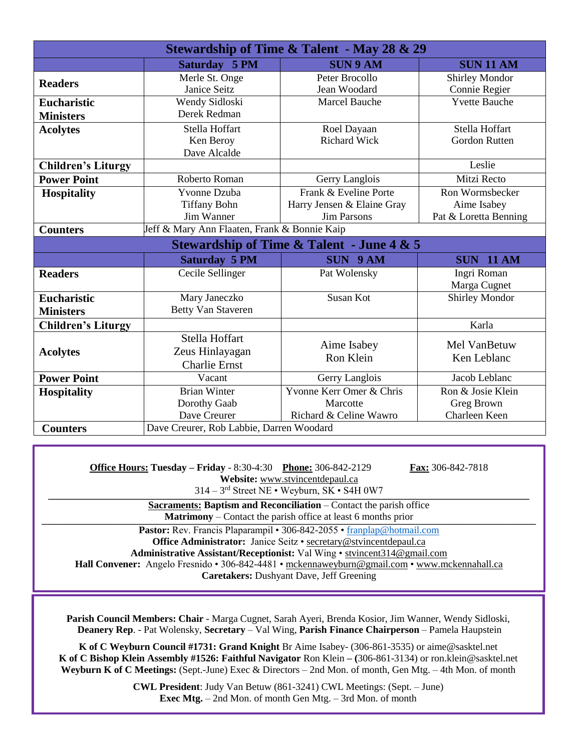| Stewardship of Time & Talent - May 28 & 29 | | | |
|---|---|---|---|
| | **Saturday 5 PM** | **SUN 9 AM** | **SUN 11 AM** |
| **Readers** | Merle St. Onge<br>Janice Seitz | Peter Brocollo<br>Jean Woodard | Shirley Mondor<br>Connie Regier |
| **Eucharistic Ministers** | Wendy Sidloski<br>Derek Redman | Marcel Bauche | Yvette Bauche |
| **Acolytes** | Stella Hoffart<br>Ken Beroy<br>Dave Alcalde | Roel Dayaan<br>Richard Wick | Stella Hoffart<br>Gordon Rutten |
| **Children's Liturgy** | | | Leslie |
| **Power Point** | Roberto Roman | Gerry Langlois | Mitzi Recto |
| **Hospitality** | Yvonne Dzuba<br>Tiffany Bohn<br>Jim Wanner | Frank & Eveline Porte<br>Harry Jensen & Elaine Gray<br>Jim Parsons | Ron Wormsbecker<br>Aime Isabey<br>Pat & Loretta Benning |
| **Counters** | Jeff & Mary Ann Flaaten, Frank & Bonnie Kaip | | |

| Stewardship of Time & Talent - June 4 & 5 | | | |
|---|---|---|---|
| | **Saturday 5 PM** | **SUN 9 AM** | **SUN 11 AM** |
| **Readers** | Cecile Sellinger | Pat Wolensky | Ingri Roman<br>Marga Cugnet |
| **Eucharistic Ministers** | Mary Janeczko<br>Betty Van Staveren | Susan Kot | Shirley Mondor |
| **Children's Liturgy** | | | Karla |
| **Acolytes** | Stella Hoffart<br>Zeus Hinlayagan<br>Charlie Ernst | Aime Isabey<br>Ron Klein | Mel VanBetuw<br>Ken Leblanc |
| **Power Point** | Vacant | Gerry Langlois | Jacob Leblanc |
| **Hospitality** | Brian Winter<br>Dorothy Gaab<br>Dave Creurer | Yvonne Kerr Omer & Chris Marcotte<br>Richard & Celine Wawro | Ron & Josie Klein<br>Greg Brown<br>Charleen Keen |
| **Counters** | Dave Creurer, Rob Labbie, Darren Woodard | | |

**Office Hours: Tuesday – Friday** - 8:30-4:30 **Phone:** 306-842-2129 **Fax:** 306-842-7818
**Website:** www.stvincentdepaul.ca
314 – 3rd Street NE • Weyburn, SK • S4H 0W7

---

**Sacraments: Baptism and Reconciliation** – Contact the parish office
**Matrimony** – Contact the parish office at least 6 months prior

---

**Pastor:** Rev. Francis Plaparampil • 306-842-2055 • franplap@hotmail.com
**Office Administrator:** Janice Seitz • secretary@stvincentdepaul.ca
**Administrative Assistant/Receptionist:** Val Wing • stvincent314@gmail.com
**Hall Convener:** Angelo Fresnido • 306-842-4481 • mckennaweyburn@gmail.com • www.mckennahall.ca
**Caretakers:** Dushyant Dave, Jeff Greening

**Parish Council Members: Chair** - Marga Cugnet, Sarah Ayeri, Brenda Kosior, Jim Wanner, Wendy Sidloski, **Deanery Rep**. - Pat Wolensky, **Secretary** – Val Wing, **Parish Finance Chairperson** – Pamela Haupstein

**K of C Weyburn Council #1731: Grand Knight** Br Aime Isabey- (306-861-3535) or aime@sasktel.net
**K of C Bishop Klein Assembly #1526: Faithful Navigator** Ron Klein – (306-861-3134) or ron.klein@sasktel.net
**Weyburn K of C Meetings:** (Sept.-June) Exec & Directors – 2nd Mon. of month, Gen Mtg. – 4th Mon. of month

**CWL President**: Judy Van Betuw (861-3241) CWL Meetings: (Sept. – June)
**Exec Mtg.** – 2nd Mon. of month Gen Mtg. – 3rd Mon. of month